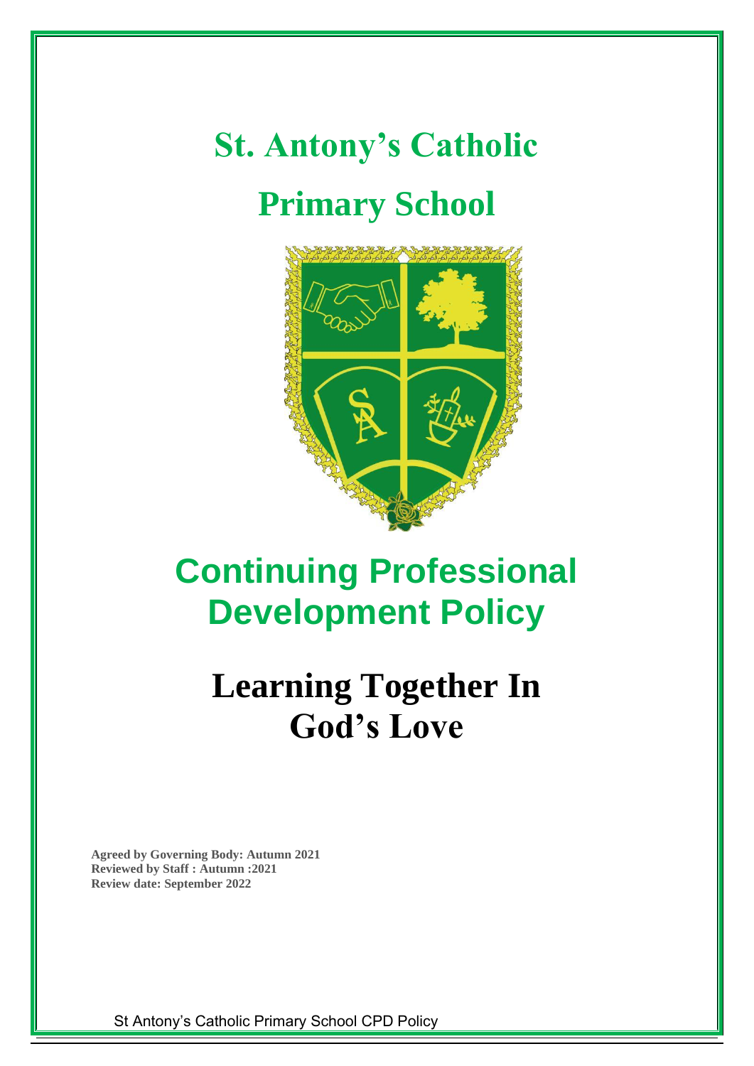# St. Antony's Catholic Primary School

# Continuing Professional Development Policy

## Learning Together In God's Love

**Agreed by Governing Body: Autumn 2021**
**Reviewed by Staff : Autumn :2021**
**Review date: September 2022**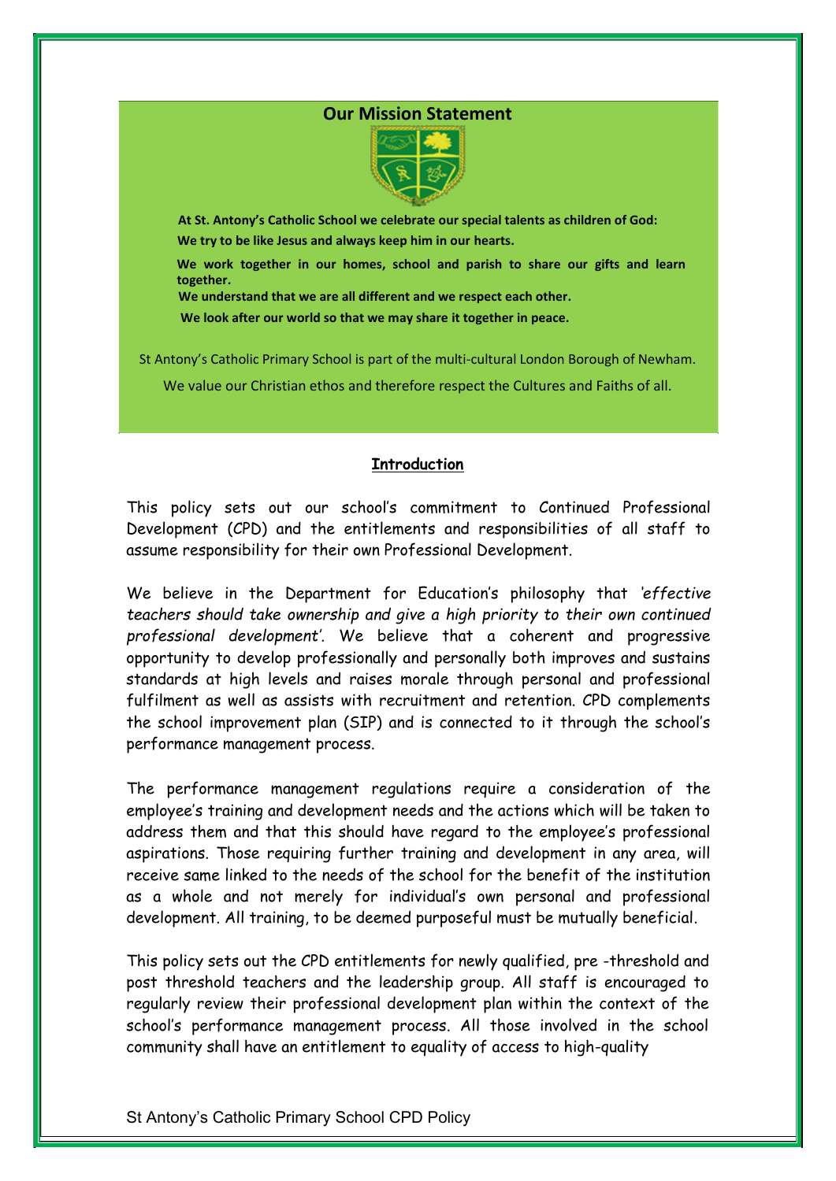## Our Mission Statement

**At St. Antony's Catholic School we celebrate our special talents as children of God:**

**We try to be like Jesus and always keep him in our hearts.**

**We work together in our homes, school and parish to share our gifts and learn together.**

**We understand that we are all different and we respect each other.**

**We look after our world so that we may share it together in peace.**

St Antony's Catholic Primary School is part of the multi-cultural London Borough of Newham.

We value our Christian ethos and therefore respect the Cultures and Faiths of all.

## Introduction

This policy sets out our school's commitment to Continued Professional Development (CPD) and the entitlements and responsibilities of all staff to assume responsibility for their own Professional Development.

We believe in the Department for Education's philosophy that *'effective teachers should take ownership and give a high priority to their own continued professional development'*. We believe that a coherent and progressive opportunity to develop professionally and personally both improves and sustains standards at high levels and raises morale through personal and professional fulfilment as well as assists with recruitment and retention. CPD complements the school improvement plan (SIP) and is connected to it through the school's performance management process.

The performance management regulations require a consideration of the employee's training and development needs and the actions which will be taken to address them and that this should have regard to the employee's professional aspirations. Those requiring further training and development in any area, will receive same linked to the needs of the school for the benefit of the institution as a whole and not merely for individual's own personal and professional development. All training, to be deemed purposeful must be mutually beneficial.

This policy sets out the CPD entitlements for newly qualified, pre -threshold and post threshold teachers and the leadership group. All staff is encouraged to regularly review their professional development plan within the context of the school's performance management process. All those involved in the school community shall have an entitlement to equality of access to high-quality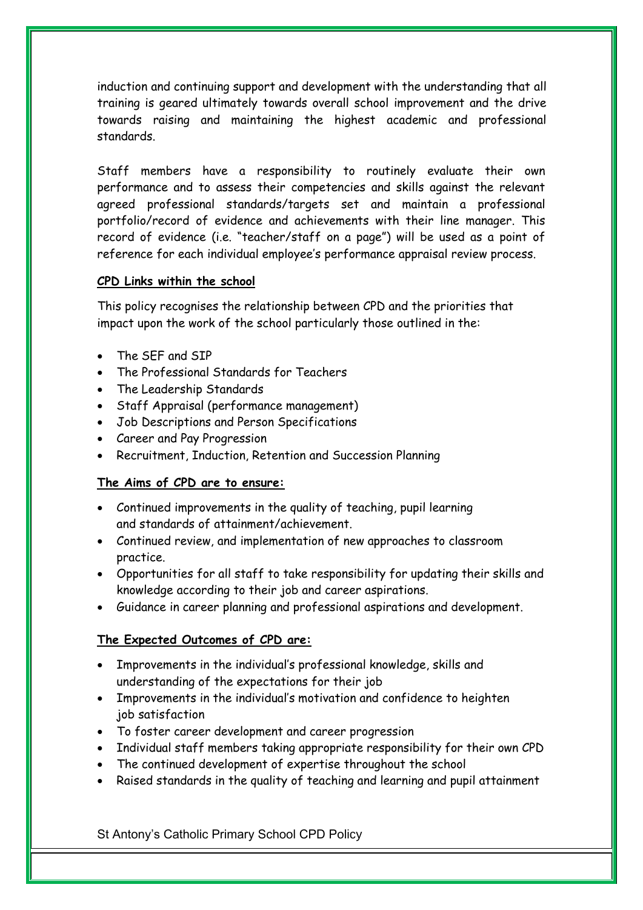induction and continuing support and development with the understanding that all training is geared ultimately towards overall school improvement and the drive towards raising and maintaining the highest academic and professional standards.

Staff members have a responsibility to routinely evaluate their own performance and to assess their competencies and skills against the relevant agreed professional standards/targets set and maintain a professional portfolio/record of evidence and achievements with their line manager. This record of evidence (i.e. "teacher/staff on a page") will be used as a point of reference for each individual employee's performance appraisal review process.

**CPD Links within the school**

This policy recognises the relationship between CPD and the priorities that impact upon the work of the school particularly those outlined in the:

- The SEF and SIP
- The Professional Standards for Teachers
- The Leadership Standards
- Staff Appraisal (performance management)
- Job Descriptions and Person Specifications
- Career and Pay Progression
- Recruitment, Induction, Retention and Succession Planning

**The Aims of CPD are to ensure:**

- Continued improvements in the quality of teaching, pupil learning and standards of attainment/achievement.
- Continued review, and implementation of new approaches to classroom practice.
- Opportunities for all staff to take responsibility for updating their skills and knowledge according to their job and career aspirations.
- Guidance in career planning and professional aspirations and development.

**The Expected Outcomes of CPD are:**

- Improvements in the individual's professional knowledge, skills and understanding of the expectations for their job
- Improvements in the individual's motivation and confidence to heighten job satisfaction
- To foster career development and career progression
- Individual staff members taking appropriate responsibility for their own CPD
- The continued development of expertise throughout the school
- Raised standards in the quality of teaching and learning and pupil attainment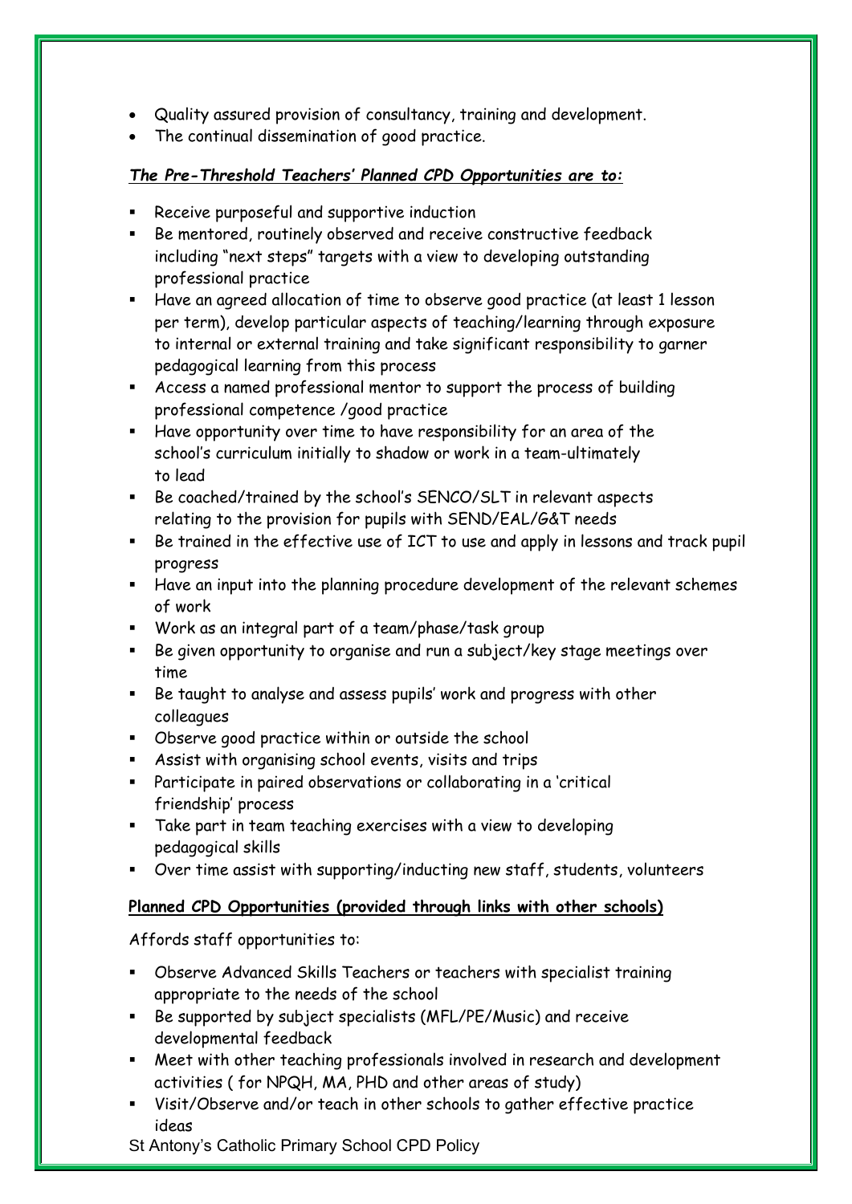- Quality assured provision of consultancy, training and development.
- The continual dissemination of good practice.

***The Pre-Threshold Teachers' Planned CPD Opportunities are to:***

- Receive purposeful and supportive induction
- Be mentored, routinely observed and receive constructive feedback including "next steps" targets with a view to developing outstanding professional practice
- Have an agreed allocation of time to observe good practice (at least 1 lesson per term), develop particular aspects of teaching/learning through exposure to internal or external training and take significant responsibility to garner pedagogical learning from this process
- Access a named professional mentor to support the process of building professional competence /good practice
- Have opportunity over time to have responsibility for an area of the school's curriculum initially to shadow or work in a team-ultimately to lead
- Be coached/trained by the school's SENCO/SLT in relevant aspects relating to the provision for pupils with SEND/EAL/G&T needs
- Be trained in the effective use of ICT to use and apply in lessons and track pupil progress
- Have an input into the planning procedure development of the relevant schemes of work
- Work as an integral part of a team/phase/task group
- Be given opportunity to organise and run a subject/key stage meetings over time
- Be taught to analyse and assess pupils' work and progress with other colleagues
- Observe good practice within or outside the school
- Assist with organising school events, visits and trips
- Participate in paired observations or collaborating in a 'critical friendship' process
- Take part in team teaching exercises with a view to developing pedagogical skills
- Over time assist with supporting/inducting new staff, students, volunteers

**Planned CPD Opportunities (provided through links with other schools)**

Affords staff opportunities to:

- Observe Advanced Skills Teachers or teachers with specialist training appropriate to the needs of the school
- Be supported by subject specialists (MFL/PE/Music) and receive developmental feedback
- Meet with other teaching professionals involved in research and development activities ( for NPQH, MA, PHD and other areas of study)
- Visit/Observe and/or teach in other schools to gather effective practice ideas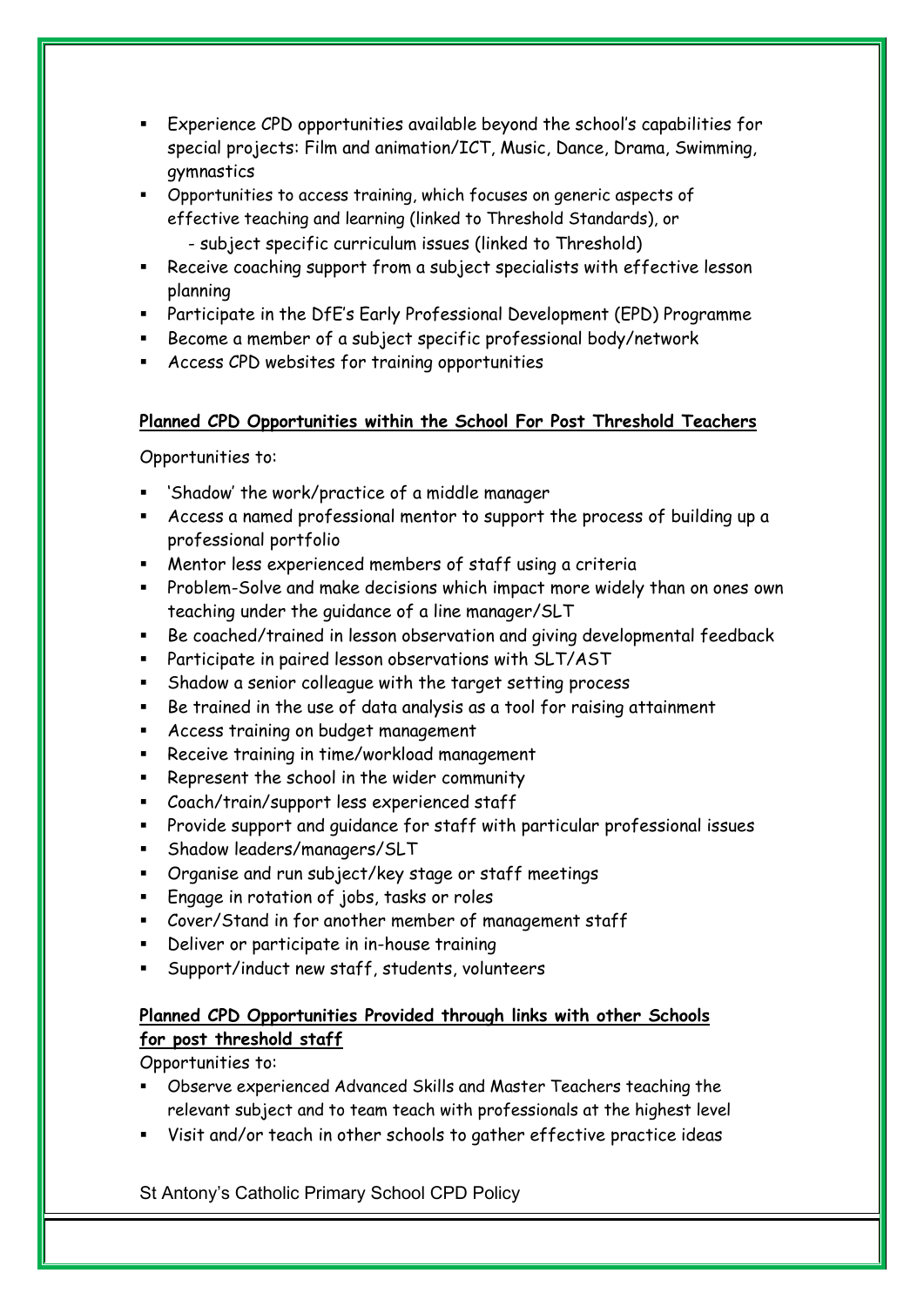- Experience CPD opportunities available beyond the school's capabilities for special projects: Film and animation/ICT, Music, Dance, Drama, Swimming, gymnastics
- Opportunities to access training, which focuses on generic aspects of effective teaching and learning (linked to Threshold Standards), or
  - subject specific curriculum issues (linked to Threshold)
- Receive coaching support from a subject specialists with effective lesson planning
- Participate in the DfE's Early Professional Development (EPD) Programme
- Become a member of a subject specific professional body/network
- Access CPD websites for training opportunities

**Planned CPD Opportunities within the School For Post Threshold Teachers**

Opportunities to:

- 'Shadow' the work/practice of a middle manager
- Access a named professional mentor to support the process of building up a professional portfolio
- Mentor less experienced members of staff using a criteria
- Problem-Solve and make decisions which impact more widely than on ones own teaching under the guidance of a line manager/SLT
- Be coached/trained in lesson observation and giving developmental feedback
- Participate in paired lesson observations with SLT/AST
- Shadow a senior colleague with the target setting process
- Be trained in the use of data analysis as a tool for raising attainment
- Access training on budget management
- Receive training in time/workload management
- Represent the school in the wider community
- Coach/train/support less experienced staff
- Provide support and guidance for staff with particular professional issues
- Shadow leaders/managers/SLT
- Organise and run subject/key stage or staff meetings
- Engage in rotation of jobs, tasks or roles
- Cover/Stand in for another member of management staff
- Deliver or participate in in-house training
- Support/induct new staff, students, volunteers

**Planned CPD Opportunities Provided through links with other Schools for post threshold staff**

Opportunities to:

- Observe experienced Advanced Skills and Master Teachers teaching the relevant subject and to team teach with professionals at the highest level
- Visit and/or teach in other schools to gather effective practice ideas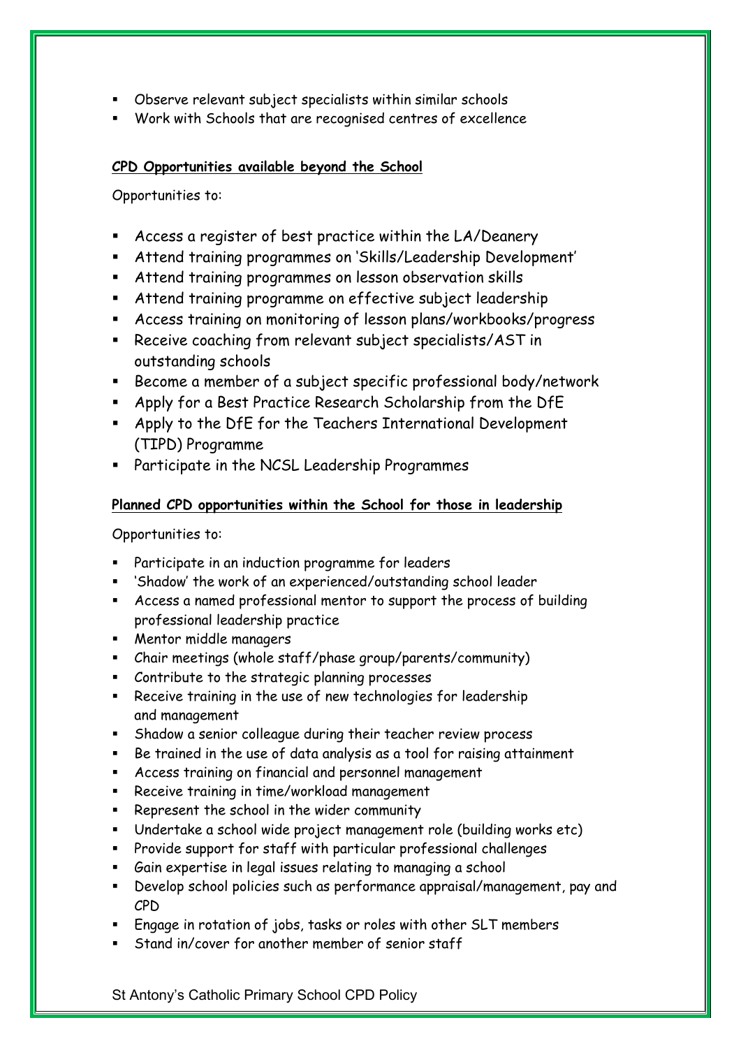- Observe relevant subject specialists within similar schools
- Work with Schools that are recognised centres of excellence

**CPD Opportunities available beyond the School**

Opportunities to:

- Access a register of best practice within the LA/Deanery
- Attend training programmes on 'Skills/Leadership Development'
- Attend training programmes on lesson observation skills
- Attend training programme on effective subject leadership
- Access training on monitoring of lesson plans/workbooks/progress
- Receive coaching from relevant subject specialists/AST in outstanding schools
- Become a member of a subject specific professional body/network
- Apply for a Best Practice Research Scholarship from the DfE
- Apply to the DfE for the Teachers International Development (TIPD) Programme
- Participate in the NCSL Leadership Programmes

**Planned CPD opportunities within the School for those in leadership**

Opportunities to:

- Participate in an induction programme for leaders
- 'Shadow' the work of an experienced/outstanding school leader
- Access a named professional mentor to support the process of building professional leadership practice
- Mentor middle managers
- Chair meetings (whole staff/phase group/parents/community)
- Contribute to the strategic planning processes
- Receive training in the use of new technologies for leadership and management
- Shadow a senior colleague during their teacher review process
- Be trained in the use of data analysis as a tool for raising attainment
- Access training on financial and personnel management
- Receive training in time/workload management
- Represent the school in the wider community
- Undertake a school wide project management role (building works etc)
- Provide support for staff with particular professional challenges
- Gain expertise in legal issues relating to managing a school
- Develop school policies such as performance appraisal/management, pay and CPD
- Engage in rotation of jobs, tasks or roles with other SLT members
- Stand in/cover for another member of senior staff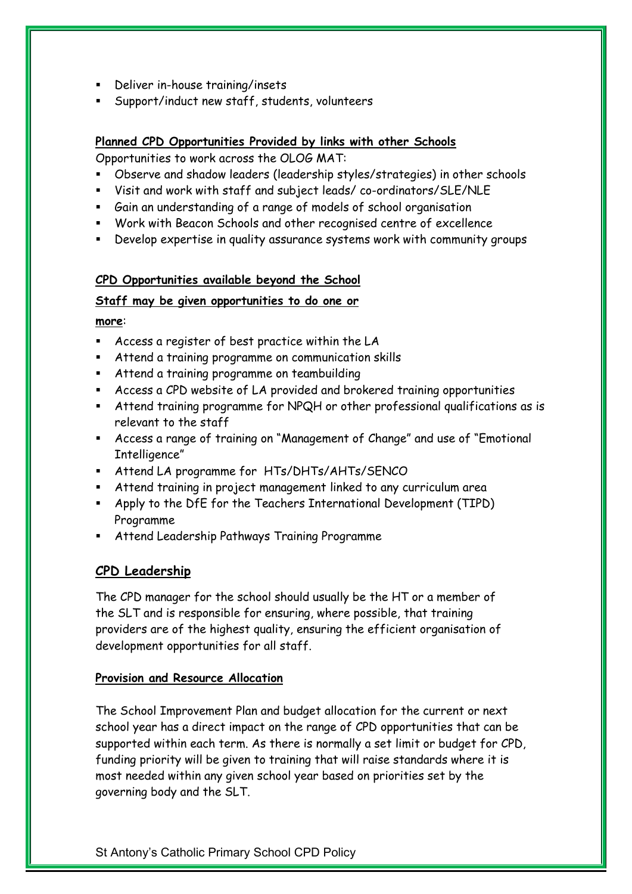- Deliver in-house training/insets
- Support/induct new staff, students, volunteers

**Planned CPD Opportunities Provided by links with other Schools**

Opportunities to work across the OLOG MAT:

- Observe and shadow leaders (leadership styles/strategies) in other schools
- Visit and work with staff and subject leads/ co-ordinators/SLE/NLE
- Gain an understanding of a range of models of school organisation
- Work with Beacon Schools and other recognised centre of excellence
- Develop expertise in quality assurance systems work with community groups

**CPD Opportunities available beyond the School**

**Staff may be given opportunities to do one or more**:

- Access a register of best practice within the LA
- Attend a training programme on communication skills
- Attend a training programme on teambuilding
- Access a CPD website of LA provided and brokered training opportunities
- Attend training programme for NPQH or other professional qualifications as is relevant to the staff
- Access a range of training on "Management of Change" and use of "Emotional Intelligence"
- Attend LA programme for HTs/DHTs/AHTs/SENCO
- Attend training in project management linked to any curriculum area
- Apply to the DfE for the Teachers International Development (TIPD) Programme
- Attend Leadership Pathways Training Programme

## CPD Leadership

The CPD manager for the school should usually be the HT or a member of the SLT and is responsible for ensuring, where possible, that training providers are of the highest quality, ensuring the efficient organisation of development opportunities for all staff.

**Provision and Resource Allocation**

The School Improvement Plan and budget allocation for the current or next school year has a direct impact on the range of CPD opportunities that can be supported within each term. As there is normally a set limit or budget for CPD, funding priority will be given to training that will raise standards where it is most needed within any given school year based on priorities set by the governing body and the SLT.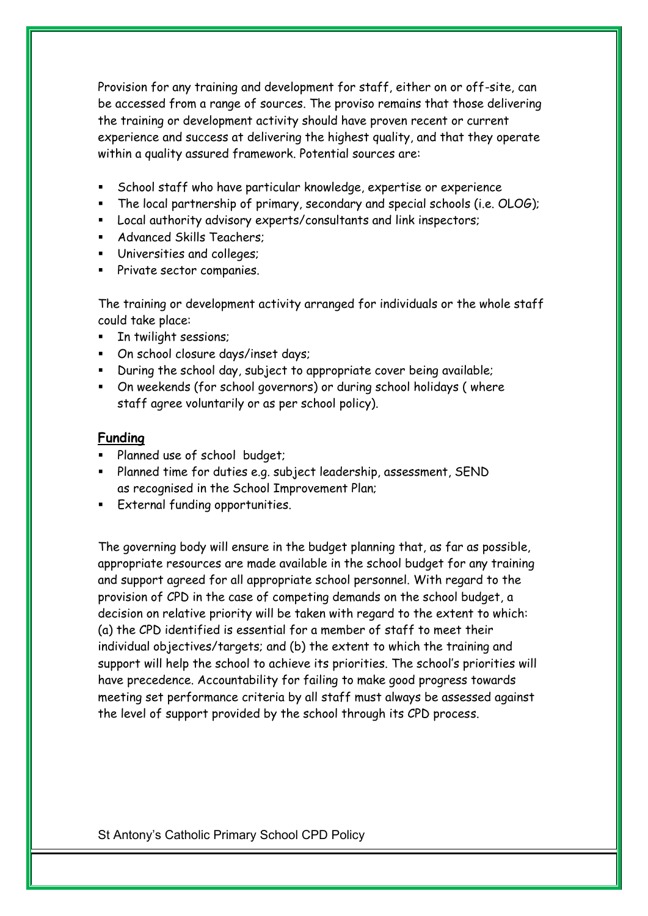Provision for any training and development for staff, either on or off-site, can be accessed from a range of sources. The proviso remains that those delivering the training or development activity should have proven recent or current experience and success at delivering the highest quality, and that they operate within a quality assured framework. Potential sources are:

- School staff who have particular knowledge, expertise or experience
- The local partnership of primary, secondary and special schools (i.e. OLOG);
- Local authority advisory experts/consultants and link inspectors;
- Advanced Skills Teachers;
- Universities and colleges;
- Private sector companies.

The training or development activity arranged for individuals or the whole staff could take place:

- In twilight sessions;
- On school closure days/inset days;
- During the school day, subject to appropriate cover being available;
- On weekends (for school governors) or during school holidays ( where staff agree voluntarily or as per school policy).

## Funding

- Planned use of school budget;
- Planned time for duties e.g. subject leadership, assessment, SEND as recognised in the School Improvement Plan;
- External funding opportunities.

The governing body will ensure in the budget planning that, as far as possible, appropriate resources are made available in the school budget for any training and support agreed for all appropriate school personnel. With regard to the provision of CPD in the case of competing demands on the school budget, a decision on relative priority will be taken with regard to the extent to which: (a) the CPD identified is essential for a member of staff to meet their individual objectives/targets; and (b) the extent to which the training and support will help the school to achieve its priorities. The school's priorities will have precedence. Accountability for failing to make good progress towards meeting set performance criteria by all staff must always be assessed against the level of support provided by the school through its CPD process.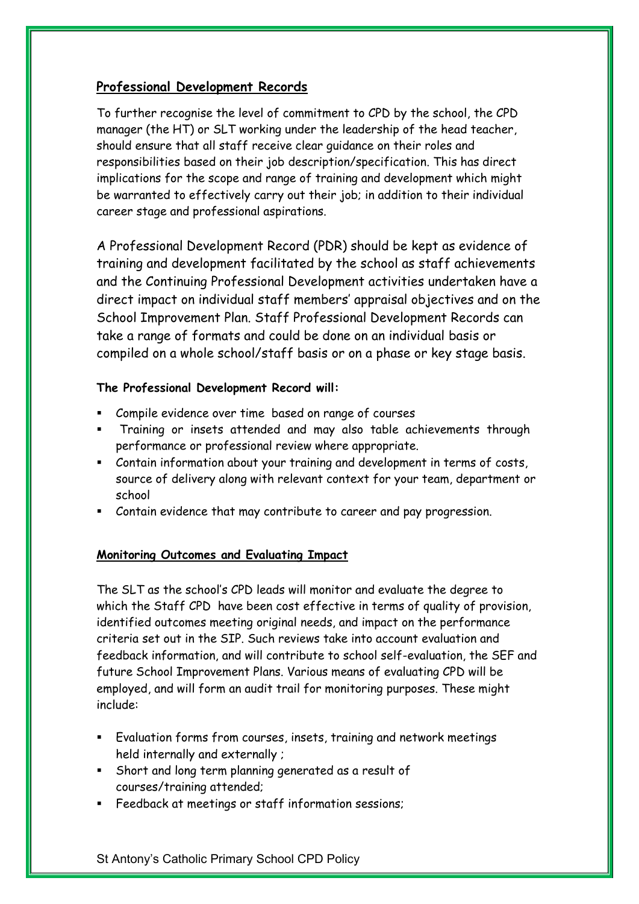## Professional Development Records

To further recognise the level of commitment to CPD by the school, the CPD manager (the HT) or SLT working under the leadership of the head teacher, should ensure that all staff receive clear guidance on their roles and responsibilities based on their job description/specification. This has direct implications for the scope and range of training and development which might be warranted to effectively carry out their job; in addition to their individual career stage and professional aspirations.

A Professional Development Record (PDR) should be kept as evidence of training and development facilitated by the school as staff achievements and the Continuing Professional Development activities undertaken have a direct impact on individual staff members' appraisal objectives and on the School Improvement Plan. Staff Professional Development Records can take a range of formats and could be done on an individual basis or compiled on a whole school/staff basis or on a phase or key stage basis.

**The Professional Development Record will:**

- Compile evidence over time based on range of courses
- Training or insets attended and may also table achievements through performance or professional review where appropriate.
- Contain information about your training and development in terms of costs, source of delivery along with relevant context for your team, department or school
- Contain evidence that may contribute to career and pay progression.

## Monitoring Outcomes and Evaluating Impact

The SLT as the school's CPD leads will monitor and evaluate the degree to which the Staff CPD have been cost effective in terms of quality of provision, identified outcomes meeting original needs, and impact on the performance criteria set out in the SIP. Such reviews take into account evaluation and feedback information, and will contribute to school self-evaluation, the SEF and future School Improvement Plans. Various means of evaluating CPD will be employed, and will form an audit trail for monitoring purposes. These might include:

- Evaluation forms from courses, insets, training and network meetings held internally and externally ;
- Short and long term planning generated as a result of courses/training attended;
- Feedback at meetings or staff information sessions;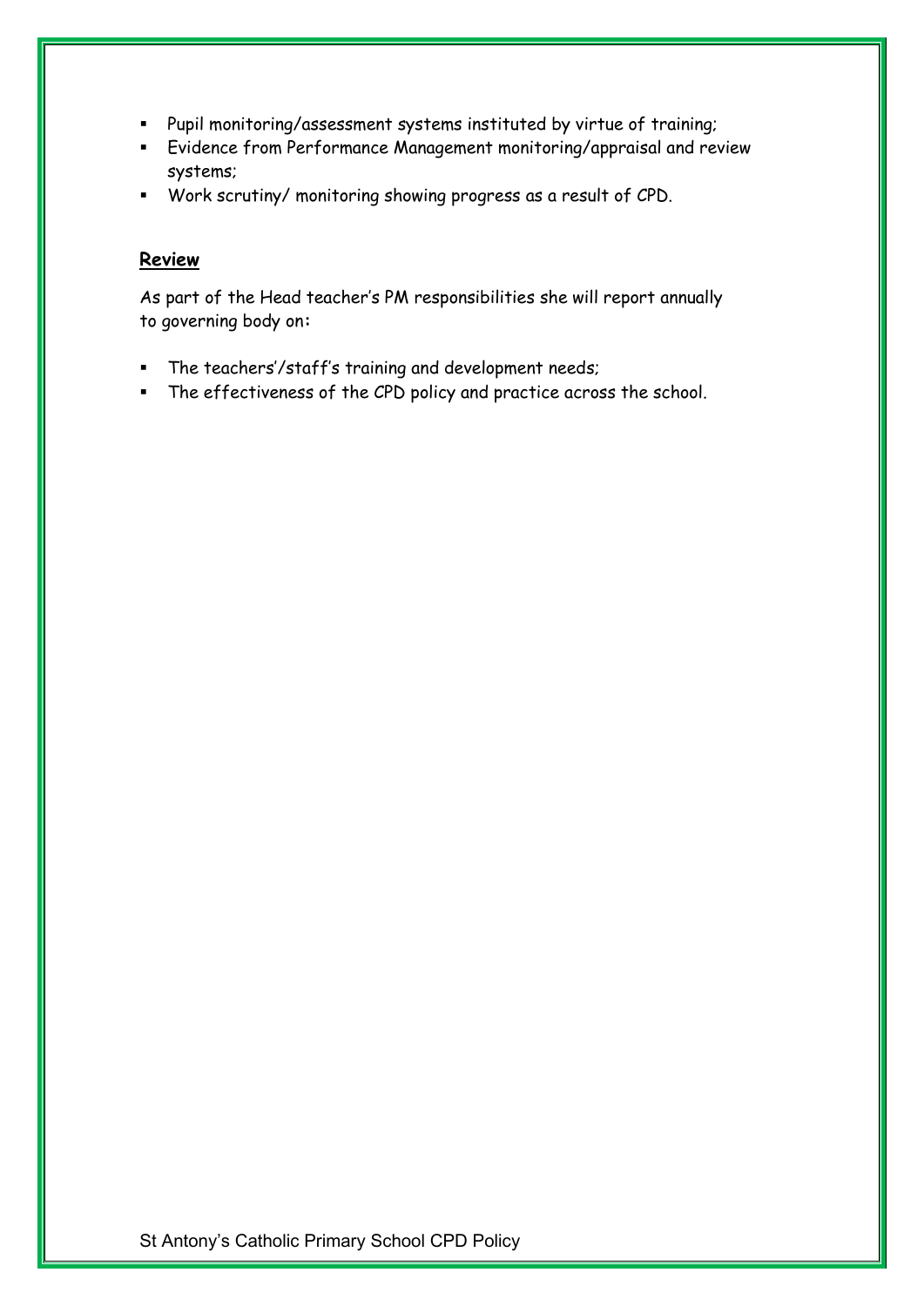- Pupil monitoring/assessment systems instituted by virtue of training;
- Evidence from Performance Management monitoring/appraisal and review systems;
- Work scrutiny/ monitoring showing progress as a result of CPD.

**Review**

As part of the Head teacher's PM responsibilities she will report annually to governing body on**:**

- The teachers'/staff's training and development needs;
- The effectiveness of the CPD policy and practice across the school.